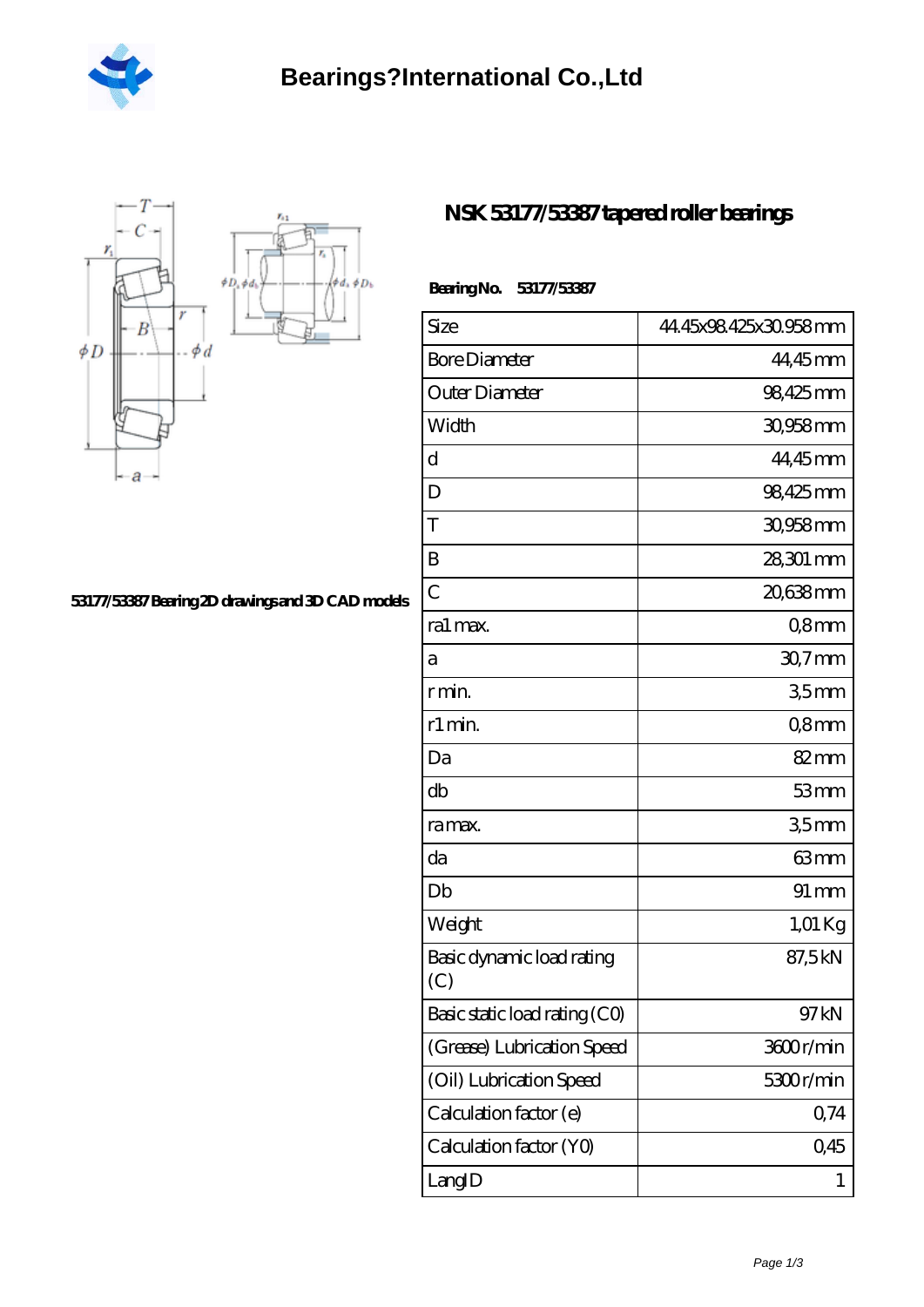# Bearings?International Co.,Ltd

## NSK 53177/53387 tapered roller bearings

53177/53387 Bearing 2D drawings and 3D CAD models

**Bearing No.** 53177/53387

| Size | 44.45x98.425x30.958 mm |
|---|---|
| Bore Diameter | 44,45 mm |
| Outer Diameter | 98,425 mm |
| Width | 30,958 mm |
| d | 44,45 mm |
| D | 98,425 mm |
| T | 30,958 mm |
| B | 28,301 mm |
| C | 20,638 mm |
| ra1 max. | 0,8 mm |
| a | 30,7 mm |
| r min. | 3,5 mm |
| r1 min. | 0,8 mm |
| Da | 82 mm |
| db | 53 mm |
| ra max. | 3,5 mm |
| da | 63 mm |
| Db | 91 mm |
| Weight | 1,01 Kg |
| Basic dynamic load rating (C) | 87,5 kN |
| Basic static load rating (C0) | 97 kN |
| (Grease) Lubrication Speed | 3600 r/min |
| (Oil) Lubrication Speed | 5300 r/min |
| Calculation factor (e) | 0,74 |
| Calculation factor (Y0) | 0,45 |
| LangID | 1 |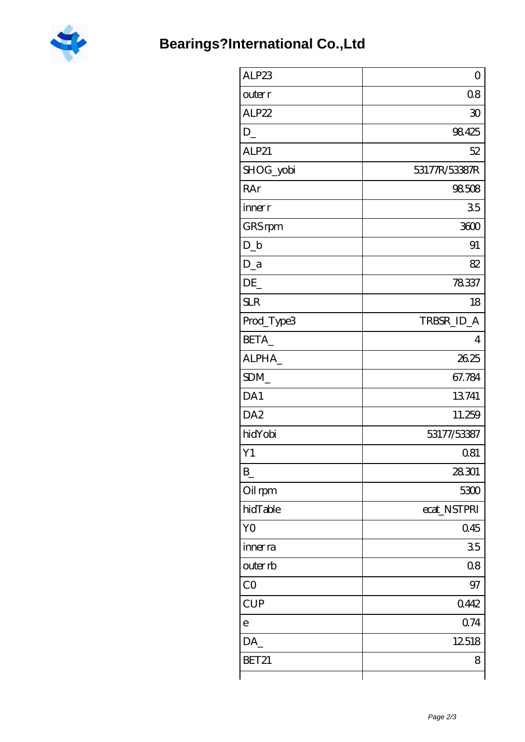# Bearings?International Co.,Ltd

| ALP23 | 0 |
|---|---|
| outer r | 0.8 |
| ALP22 | 30 |
| D_ | 98.425 |
| ALP21 | 52 |
| SHOG_yobi | 53177R/53387R |
| RAr | 98.508 |
| inner r | 3.5 |
| GRS rpm | 3600 |
| D_b | 91 |
| D_a | 82 |
| DE_ | 78.337 |
| SLR | 18 |
| Prod_Type3 | TRBSR_ID_A |
| BETA_ | 4 |
| ALPHA_ | 26.25 |
| SDM_ | 67.784 |
| DA1 | 13.741 |
| DA2 | 11.259 |
| hidYobi | 53177/53387 |
| Y1 | 0.81 |
| B_ | 28.301 |
| Oil rpm | 5300 |
| hidTable | ecat_NSTPRI |
| Y0 | 0.45 |
| inner ra | 3.5 |
| outer rb | 0.8 |
| C0 | 97 |
| CUP | 0.442 |
| e | 0.74 |
| DA_ | 12.518 |
| BET21 | 8 |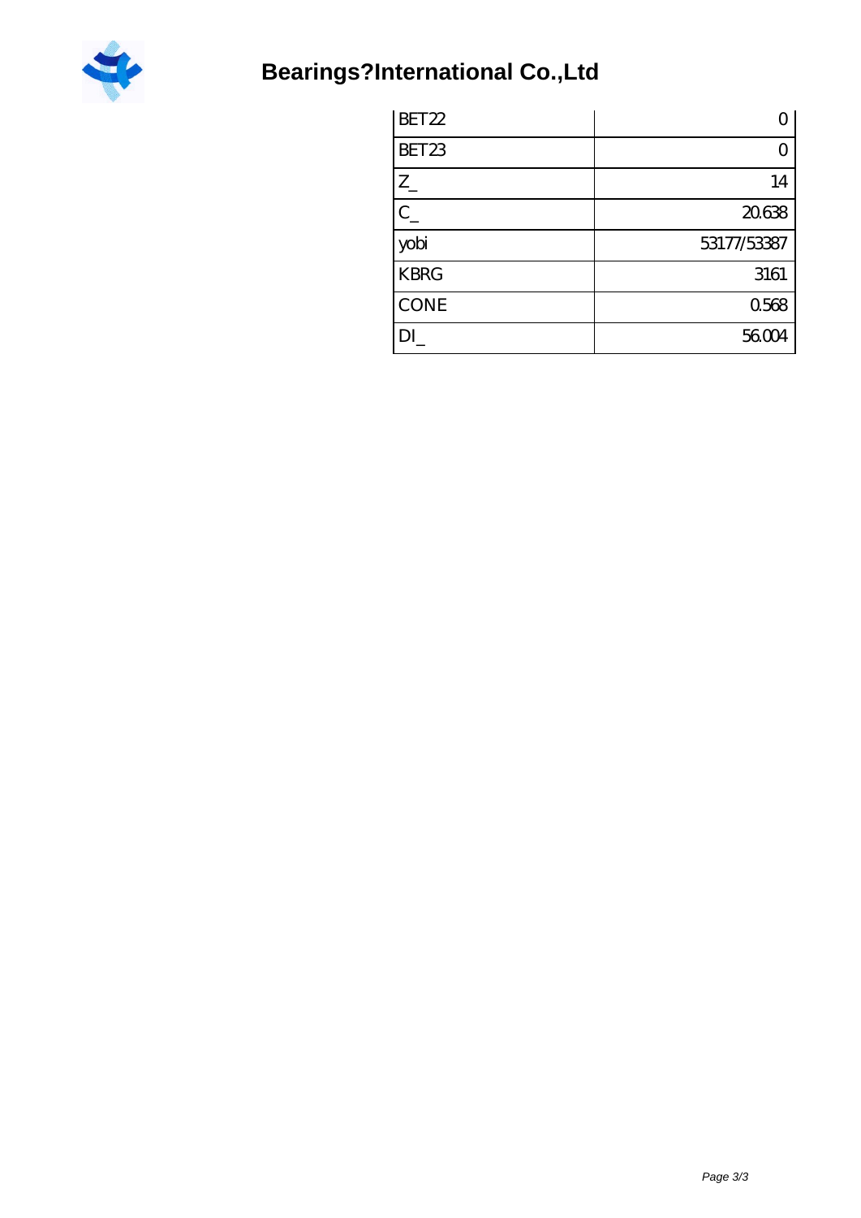| | |
|---|---|
| BET22 | 0 |
| BET23 | 0 |
| Z_ | 14 |
| C_ | 20.638 |
| yobi | 53177/53387 |
| KBRG | 3161 |
| CONE | 0.568 |
| DI_ | 56.004 |